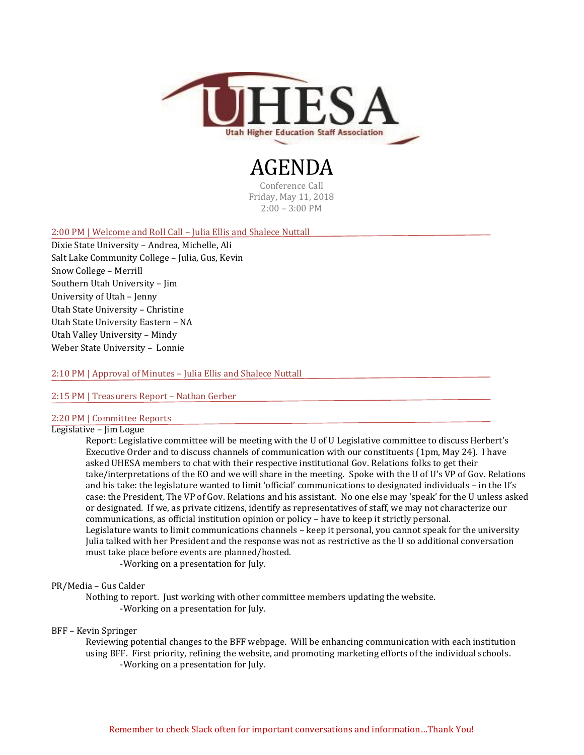UHESA
Utah Higher Education Staff Association

# AGENDA

Conference Call
Friday, May 11, 2018
2:00 – 3:00 PM

## 2:00 PM | Welcome and Roll Call – Julia Ellis and Shalece Nuttall

Dixie State University – Andrea, Michelle, Ali
Salt Lake Community College – Julia, Gus, Kevin
Snow College – Merrill
Southern Utah University – Jim
University of Utah – Jenny
Utah State University – Christine
Utah State University Eastern – NA
Utah Valley University – Mindy
Weber State University – Lonnie

## 2:10 PM | Approval of Minutes – Julia Ellis and Shalece Nuttall

## 2:15 PM | Treasurers Report – Nathan Gerber

## 2:20 PM | Committee Reports

Legislative – Jim Logue

> Report: Legislative committee will be meeting with the U of U Legislative committee to discuss Herbert's Executive Order and to discuss channels of communication with our constituents (1pm, May 24). I have asked UHESA members to chat with their respective institutional Gov. Relations folks to get their take/interpretations of the EO and we will share in the meeting. Spoke with the U of U's VP of Gov. Relations and his take: the legislature wanted to limit 'official' communications to designated individuals – in the U's case: the President, The VP of Gov. Relations and his assistant. No one else may 'speak' for the U unless asked or designated. If we, as private citizens, identify as representatives of staff, we may not characterize our communications, as official institution opinion or policy – have to keep it strictly personal.
> Legislature wants to limit communications channels – keep it personal, you cannot speak for the university
> Julia talked with her President and the response was not as restrictive as the U so additional conversation must take place before events are planned/hosted.
>
> -Working on a presentation for July.

PR/Media – Gus Calder

> Nothing to report. Just working with other committee members updating the website.
>
> -Working on a presentation for July.

BFF – Kevin Springer

> Reviewing potential changes to the BFF webpage. Will be enhancing communication with each institution using BFF. First priority, refining the website, and promoting marketing efforts of the individual schools.
>
> -Working on a presentation for July.

Remember to check Slack often for important conversations and information…Thank You!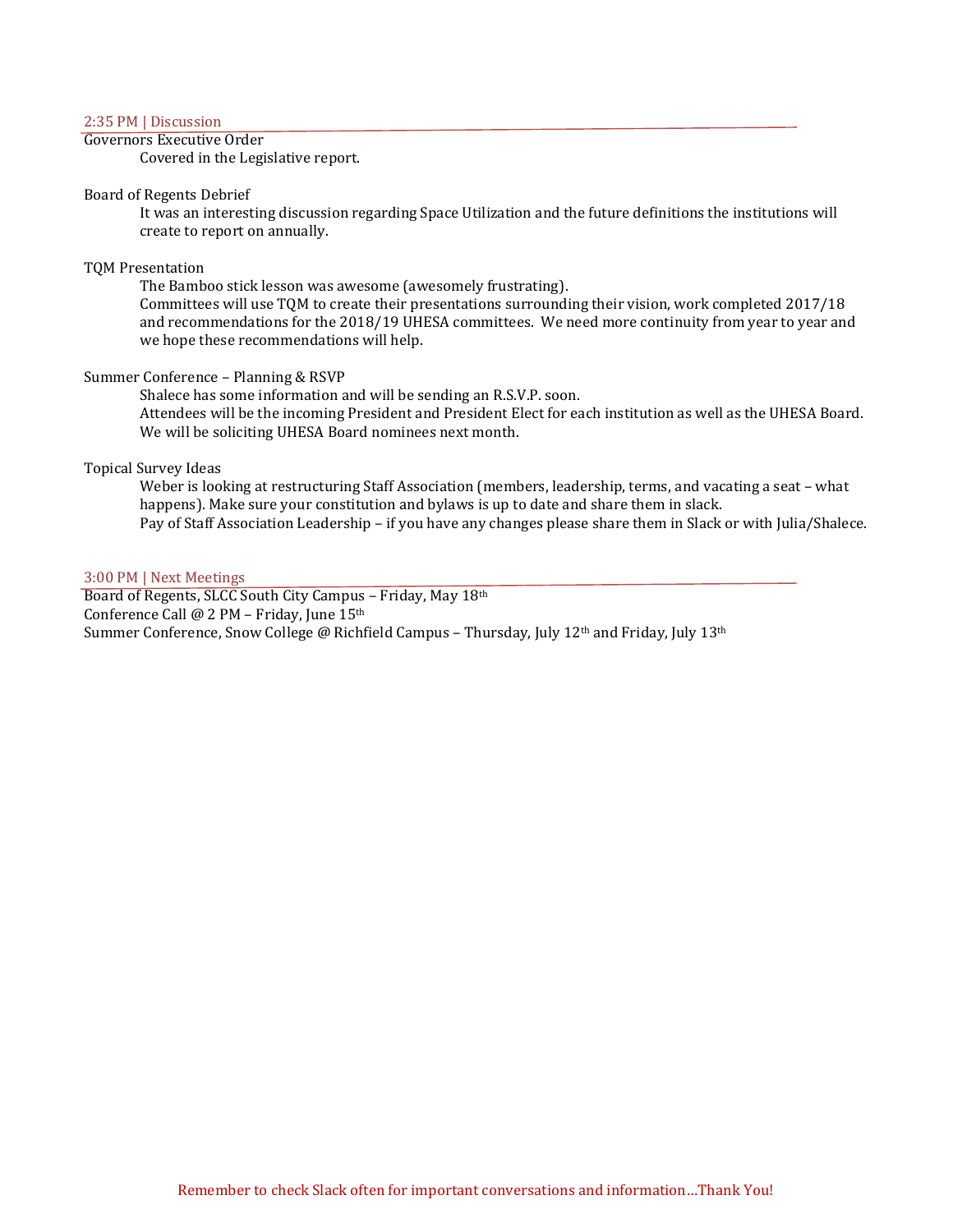## 2:35 PM | Discussion

Governors Executive Order

Covered in the Legislative report.

Board of Regents Debrief

It was an interesting discussion regarding Space Utilization and the future definitions the institutions will create to report on annually.

TQM Presentation

The Bamboo stick lesson was awesome (awesomely frustrating).

Committees will use TQM to create their presentations surrounding their vision, work completed 2017/18 and recommendations for the 2018/19 UHESA committees. We need more continuity from year to year and we hope these recommendations will help.

Summer Conference – Planning & RSVP

Shalece has some information and will be sending an R.S.V.P. soon.

Attendees will be the incoming President and President Elect for each institution as well as the UHESA Board. We will be soliciting UHESA Board nominees next month.

Topical Survey Ideas

Weber is looking at restructuring Staff Association (members, leadership, terms, and vacating a seat – what happens). Make sure your constitution and bylaws is up to date and share them in slack.

Pay of Staff Association Leadership – if you have any changes please share them in Slack or with Julia/Shalece.

## 3:00 PM | Next Meetings

Board of Regents, SLCC South City Campus – Friday, May 18th

Conference Call @ 2 PM – Friday, June 15th

Summer Conference, Snow College @ Richfield Campus – Thursday, July 12th and Friday, July 13th

Remember to check Slack often for important conversations and information…Thank You!